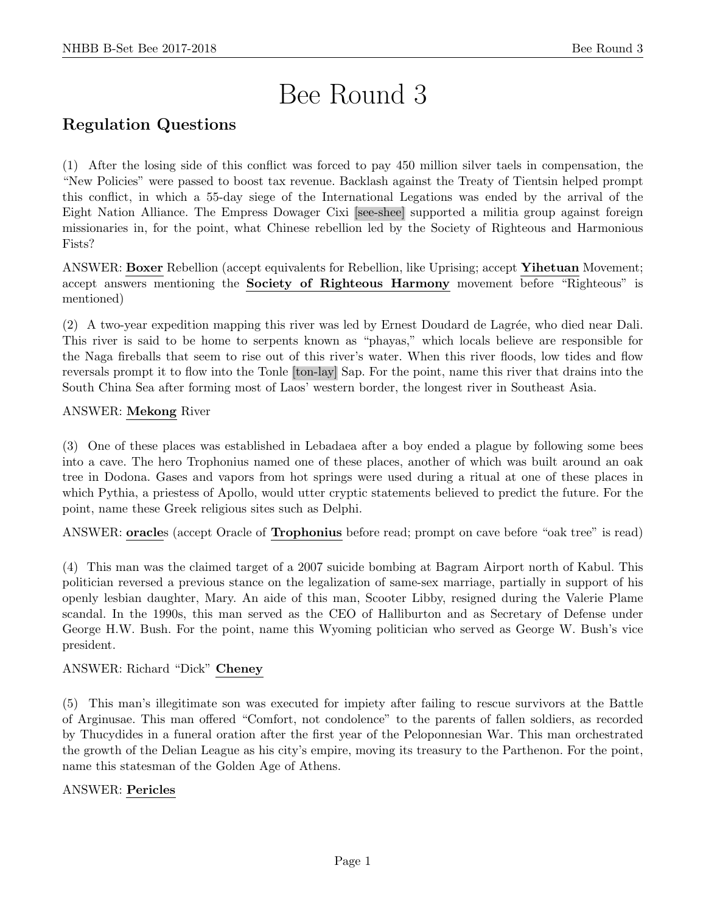# Bee Round 3

## Regulation Questions

(1) After the losing side of this conflict was forced to pay 450 million silver taels in compensation, the "New Policies" were passed to boost tax revenue. Backlash against the Treaty of Tientsin helped prompt this conflict, in which a 55-day siege of the International Legations was ended by the arrival of the Eight Nation Alliance. The Empress Dowager Cixi [see-shee] supported a militia group against foreign missionaries in, for the point, what Chinese rebellion led by the Society of Righteous and Harmonious Fists?

ANSWER: **Boxer** Rebellion (accept equivalents for Rebellion, like Uprising; accept **Yihetuan** Movement; accept answers mentioning the **Society of Righteous Harmony** movement before "Righteous" is mentioned)

(2) A two-year expedition mapping this river was led by Ernest Doudard de Lagrée, who died near Dali. This river is said to be home to serpents known as "phayas," which locals believe are responsible for the Naga fireballs that seem to rise out of this river's water. When this river floods, low tides and flow reversals prompt it to flow into the Tonle [ton-lay] Sap. For the point, name this river that drains into the South China Sea after forming most of Laos' western border, the longest river in Southeast Asia.

ANSWER: **Mekong** River

(3) One of these places was established in Lebadaea after a boy ended a plague by following some bees into a cave. The hero Trophonius named one of these places, another of which was built around an oak tree in Dodona. Gases and vapors from hot springs were used during a ritual at one of these places in which Pythia, a priestess of Apollo, would utter cryptic statements believed to predict the future. For the point, name these Greek religious sites such as Delphi.

ANSWER: **oracle**s (accept Oracle of **Trophonius** before read; prompt on cave before "oak tree" is read)

(4) This man was the claimed target of a 2007 suicide bombing at Bagram Airport north of Kabul. This politician reversed a previous stance on the legalization of same-sex marriage, partially in support of his openly lesbian daughter, Mary. An aide of this man, Scooter Libby, resigned during the Valerie Plame scandal. In the 1990s, this man served as the CEO of Halliburton and as Secretary of Defense under George H.W. Bush. For the point, name this Wyoming politician who served as George W. Bush's vice president.

ANSWER: Richard "Dick" **Cheney**

(5) This man's illegitimate son was executed for impiety after failing to rescue survivors at the Battle of Arginusae. This man offered "Comfort, not condolence" to the parents of fallen soldiers, as recorded by Thucydides in a funeral oration after the first year of the Peloponnesian War. This man orchestrated the growth of the Delian League as his city's empire, moving its treasury to the Parthenon. For the point, name this statesman of the Golden Age of Athens.

ANSWER: **Pericles**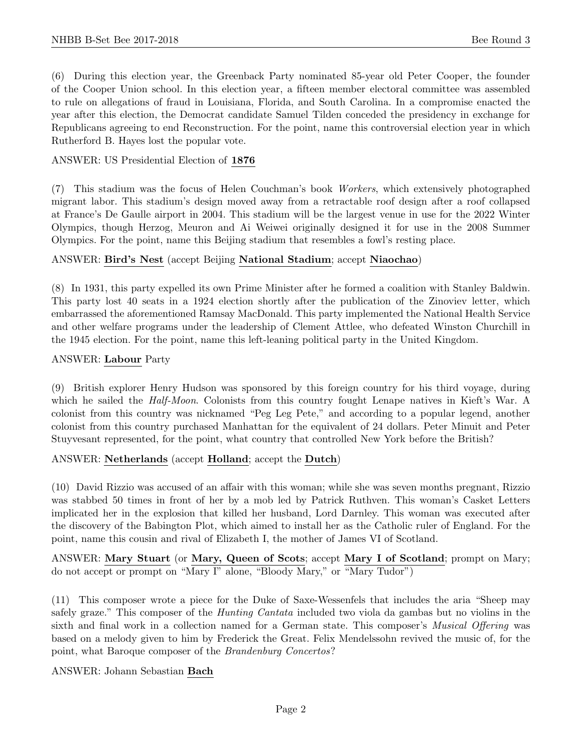(6) During this election year, the Greenback Party nominated 85-year old Peter Cooper, the founder of the Cooper Union school. In this election year, a fifteen member electoral committee was assembled to rule on allegations of fraud in Louisiana, Florida, and South Carolina. In a compromise enacted the year after this election, the Democrat candidate Samuel Tilden conceded the presidency in exchange for Republicans agreeing to end Reconstruction. For the point, name this controversial election year in which Rutherford B. Hayes lost the popular vote.

ANSWER: US Presidential Election of **1876**

(7) This stadium was the focus of Helen Couchman's book *Workers*, which extensively photographed migrant labor. This stadium's design moved away from a retractable roof design after a roof collapsed at France's De Gaulle airport in 2004. This stadium will be the largest venue in use for the 2022 Winter Olympics, though Herzog, Meuron and Ai Weiwei originally designed it for use in the 2008 Summer Olympics. For the point, name this Beijing stadium that resembles a fowl's resting place.

ANSWER: **Bird's Nest** (accept Beijing **National Stadium**; accept **Niaochao**)

(8) In 1931, this party expelled its own Prime Minister after he formed a coalition with Stanley Baldwin. This party lost 40 seats in a 1924 election shortly after the publication of the Zinoviev letter, which embarrassed the aforementioned Ramsay MacDonald. This party implemented the National Health Service and other welfare programs under the leadership of Clement Attlee, who defeated Winston Churchill in the 1945 election. For the point, name this left-leaning political party in the United Kingdom.

ANSWER: **Labour** Party

(9) British explorer Henry Hudson was sponsored by this foreign country for his third voyage, during which he sailed the *Half-Moon*. Colonists from this country fought Lenape natives in Kieft's War. A colonist from this country was nicknamed "Peg Leg Pete," and according to a popular legend, another colonist from this country purchased Manhattan for the equivalent of 24 dollars. Peter Minuit and Peter Stuyvesant represented, for the point, what country that controlled New York before the British?

ANSWER: **Netherlands** (accept **Holland**; accept the **Dutch**)

(10) David Rizzio was accused of an affair with this woman; while she was seven months pregnant, Rizzio was stabbed 50 times in front of her by a mob led by Patrick Ruthven. This woman's Casket Letters implicated her in the explosion that killed her husband, Lord Darnley. This woman was executed after the discovery of the Babington Plot, which aimed to install her as the Catholic ruler of England. For the point, name this cousin and rival of Elizabeth I, the mother of James VI of Scotland.

ANSWER: **Mary Stuart** (or **Mary, Queen of Scots**; accept **Mary I of Scotland**; prompt on Mary; do not accept or prompt on "Mary I" alone, "Bloody Mary," or "Mary Tudor")

(11) This composer wrote a piece for the Duke of Saxe-Wessenfels that includes the aria "Sheep may safely graze." This composer of the *Hunting Cantata* included two viola da gambas but no violins in the sixth and final work in a collection named for a German state. This composer's *Musical Offering* was based on a melody given to him by Frederick the Great. Felix Mendelssohn revived the music of, for the point, what Baroque composer of the *Brandenburg Concertos*?

ANSWER: Johann Sebastian **Bach**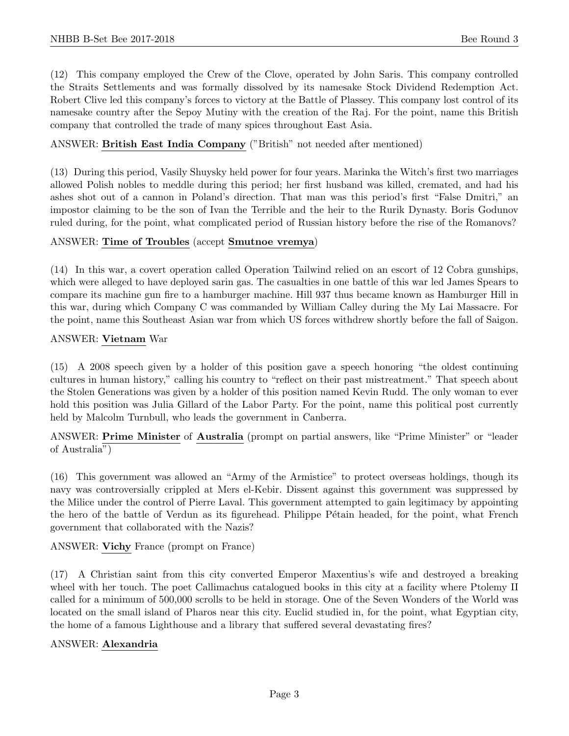(12) This company employed the Crew of the Clove, operated by John Saris. This company controlled the Straits Settlements and was formally dissolved by its namesake Stock Dividend Redemption Act. Robert Clive led this company's forces to victory at the Battle of Plassey. This company lost control of its namesake country after the Sepoy Mutiny with the creation of the Raj. For the point, name this British company that controlled the trade of many spices throughout East Asia.

ANSWER: **British East India Company** ("British" not needed after mentioned)

(13) During this period, Vasily Shuysky held power for four years. Marinka the Witch's first two marriages allowed Polish nobles to meddle during this period; her first husband was killed, cremated, and had his ashes shot out of a cannon in Poland's direction. That man was this period's first "False Dmitri," an impostor claiming to be the son of Ivan the Terrible and the heir to the Rurik Dynasty. Boris Godunov ruled during, for the point, what complicated period of Russian history before the rise of the Romanovs?

ANSWER: **Time of Troubles** (accept **Smutnoe vremya**)

(14) In this war, a covert operation called Operation Tailwind relied on an escort of 12 Cobra gunships, which were alleged to have deployed sarin gas. The casualties in one battle of this war led James Spears to compare its machine gun fire to a hamburger machine. Hill 937 thus became known as Hamburger Hill in this war, during which Company C was commanded by William Calley during the My Lai Massacre. For the point, name this Southeast Asian war from which US forces withdrew shortly before the fall of Saigon.

ANSWER: **Vietnam** War

(15) A 2008 speech given by a holder of this position gave a speech honoring "the oldest continuing cultures in human history," calling his country to "reflect on their past mistreatment." That speech about the Stolen Generations was given by a holder of this position named Kevin Rudd. The only woman to ever hold this position was Julia Gillard of the Labor Party. For the point, name this political post currently held by Malcolm Turnbull, who leads the government in Canberra.

ANSWER: **Prime Minister** of **Australia** (prompt on partial answers, like "Prime Minister" or "leader of Australia")

(16) This government was allowed an "Army of the Armistice" to protect overseas holdings, though its navy was controversially crippled at Mers el-Kebir. Dissent against this government was suppressed by the Milice under the control of Pierre Laval. This government attempted to gain legitimacy by appointing the hero of the battle of Verdun as its figurehead. Philippe Pétain headed, for the point, what French government that collaborated with the Nazis?

ANSWER: **Vichy** France (prompt on France)

(17) A Christian saint from this city converted Emperor Maxentius's wife and destroyed a breaking wheel with her touch. The poet Callimachus catalogued books in this city at a facility where Ptolemy II called for a minimum of 500,000 scrolls to be held in storage. One of the Seven Wonders of the World was located on the small island of Pharos near this city. Euclid studied in, for the point, what Egyptian city, the home of a famous Lighthouse and a library that suffered several devastating fires?

ANSWER: **Alexandria**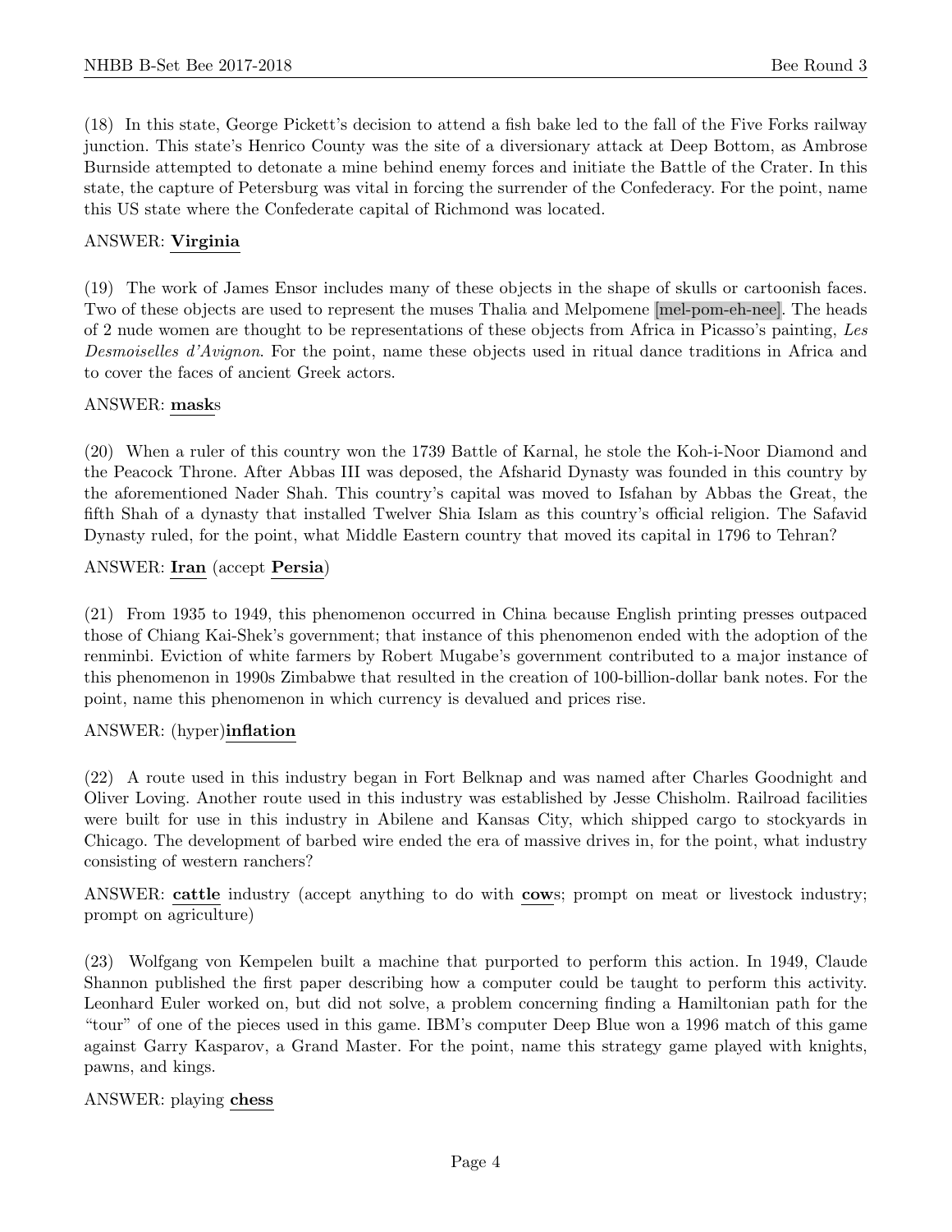(18) In this state, George Pickett's decision to attend a fish bake led to the fall of the Five Forks railway junction. This state's Henrico County was the site of a diversionary attack at Deep Bottom, as Ambrose Burnside attempted to detonate a mine behind enemy forces and initiate the Battle of the Crater. In this state, the capture of Petersburg was vital in forcing the surrender of the Confederacy. For the point, name this US state where the Confederate capital of Richmond was located.

ANSWER: **Virginia**

(19) The work of James Ensor includes many of these objects in the shape of skulls or cartoonish faces. Two of these objects are used to represent the muses Thalia and Melpomene [mel-pom-eh-nee]. The heads of 2 nude women are thought to be representations of these objects from Africa in Picasso's painting, *Les Desmoiselles d'Avignon*. For the point, name these objects used in ritual dance traditions in Africa and to cover the faces of ancient Greek actors.

ANSWER: **mask**s

(20) When a ruler of this country won the 1739 Battle of Karnal, he stole the Koh-i-Noor Diamond and the Peacock Throne. After Abbas III was deposed, the Afsharid Dynasty was founded in this country by the aforementioned Nader Shah. This country's capital was moved to Isfahan by Abbas the Great, the fifth Shah of a dynasty that installed Twelver Shia Islam as this country's official religion. The Safavid Dynasty ruled, for the point, what Middle Eastern country that moved its capital in 1796 to Tehran?

ANSWER: **Iran** (accept **Persia**)

(21) From 1935 to 1949, this phenomenon occurred in China because English printing presses outpaced those of Chiang Kai-Shek's government; that instance of this phenomenon ended with the adoption of the renminbi. Eviction of white farmers by Robert Mugabe's government contributed to a major instance of this phenomenon in 1990s Zimbabwe that resulted in the creation of 100-billion-dollar bank notes. For the point, name this phenomenon in which currency is devalued and prices rise.

ANSWER: (hyper)**inflation**

(22) A route used in this industry began in Fort Belknap and was named after Charles Goodnight and Oliver Loving. Another route used in this industry was established by Jesse Chisholm. Railroad facilities were built for use in this industry in Abilene and Kansas City, which shipped cargo to stockyards in Chicago. The development of barbed wire ended the era of massive drives in, for the point, what industry consisting of western ranchers?

ANSWER: **cattle** industry (accept anything to do with **cow**s; prompt on meat or livestock industry; prompt on agriculture)

(23) Wolfgang von Kempelen built a machine that purported to perform this action. In 1949, Claude Shannon published the first paper describing how a computer could be taught to perform this activity. Leonhard Euler worked on, but did not solve, a problem concerning finding a Hamiltonian path for the "tour" of one of the pieces used in this game. IBM's computer Deep Blue won a 1996 match of this game against Garry Kasparov, a Grand Master. For the point, name this strategy game played with knights, pawns, and kings.

ANSWER: playing **chess**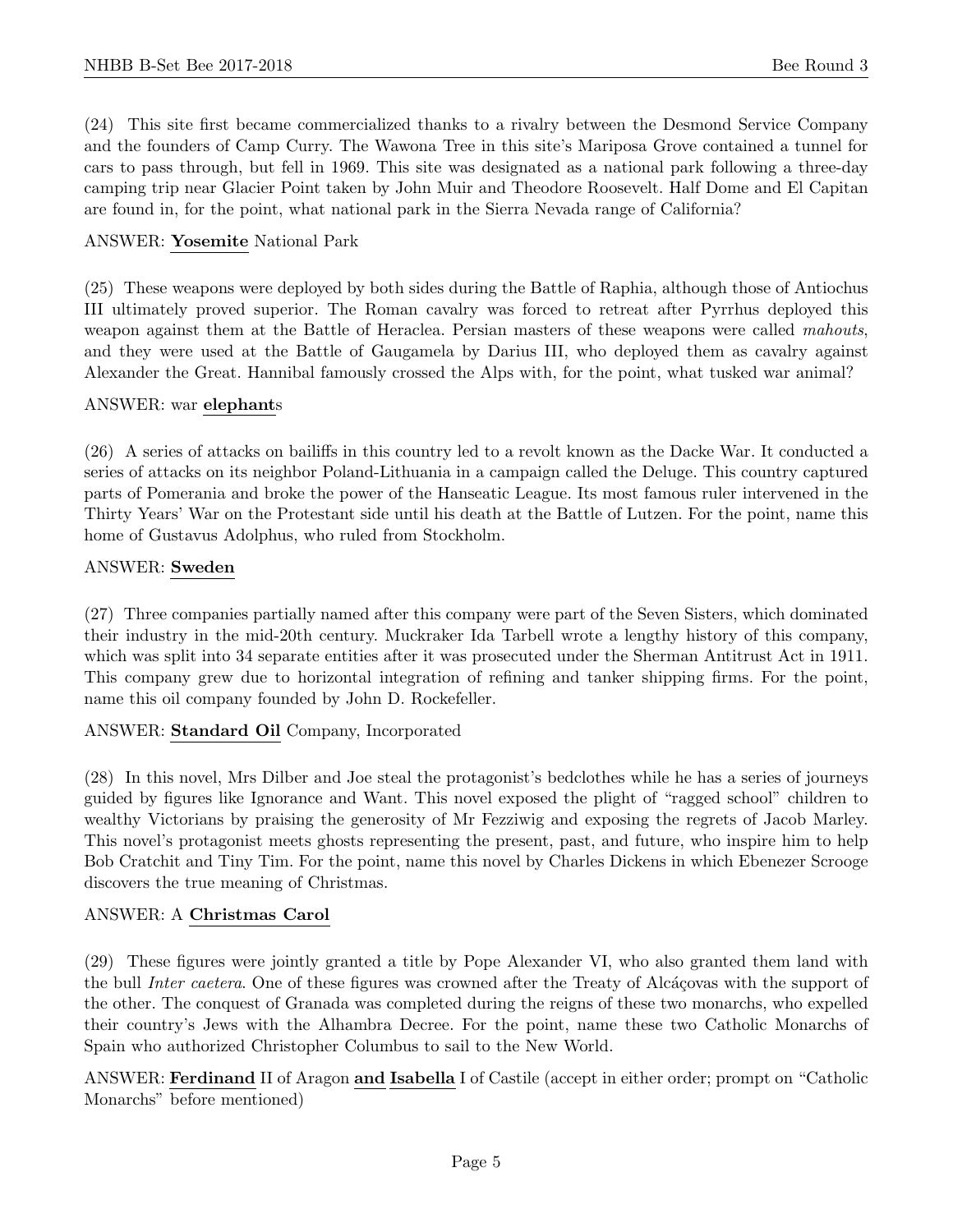(24) This site first became commercialized thanks to a rivalry between the Desmond Service Company and the founders of Camp Curry. The Wawona Tree in this site's Mariposa Grove contained a tunnel for cars to pass through, but fell in 1969. This site was designated as a national park following a three-day camping trip near Glacier Point taken by John Muir and Theodore Roosevelt. Half Dome and El Capitan are found in, for the point, what national park in the Sierra Nevada range of California?

ANSWER: **Yosemite** National Park

(25) These weapons were deployed by both sides during the Battle of Raphia, although those of Antiochus III ultimately proved superior. The Roman cavalry was forced to retreat after Pyrrhus deployed this weapon against them at the Battle of Heraclea. Persian masters of these weapons were called *mahouts*, and they were used at the Battle of Gaugamela by Darius III, who deployed them as cavalry against Alexander the Great. Hannibal famously crossed the Alps with, for the point, what tusked war animal?

ANSWER: war **elephant**s

(26) A series of attacks on bailiffs in this country led to a revolt known as the Dacke War. It conducted a series of attacks on its neighbor Poland-Lithuania in a campaign called the Deluge. This country captured parts of Pomerania and broke the power of the Hanseatic League. Its most famous ruler intervened in the Thirty Years' War on the Protestant side until his death at the Battle of Lutzen. For the point, name this home of Gustavus Adolphus, who ruled from Stockholm.

ANSWER: **Sweden**

(27) Three companies partially named after this company were part of the Seven Sisters, which dominated their industry in the mid-20th century. Muckraker Ida Tarbell wrote a lengthy history of this company, which was split into 34 separate entities after it was prosecuted under the Sherman Antitrust Act in 1911. This company grew due to horizontal integration of refining and tanker shipping firms. For the point, name this oil company founded by John D. Rockefeller.

ANSWER: **Standard Oil** Company, Incorporated

(28) In this novel, Mrs Dilber and Joe steal the protagonist's bedclothes while he has a series of journeys guided by figures like Ignorance and Want. This novel exposed the plight of "ragged school" children to wealthy Victorians by praising the generosity of Mr Fezziwig and exposing the regrets of Jacob Marley. This novel's protagonist meets ghosts representing the present, past, and future, who inspire him to help Bob Cratchit and Tiny Tim. For the point, name this novel by Charles Dickens in which Ebenezer Scrooge discovers the true meaning of Christmas.

ANSWER: A **Christmas Carol**

(29) These figures were jointly granted a title by Pope Alexander VI, who also granted them land with the bull *Inter caetera*. One of these figures was crowned after the Treaty of Alcáçovas with the support of the other. The conquest of Granada was completed during the reigns of these two monarchs, who expelled their country's Jews with the Alhambra Decree. For the point, name these two Catholic Monarchs of Spain who authorized Christopher Columbus to sail to the New World.

ANSWER: **Ferdinand** II of Aragon **and Isabella** I of Castile (accept in either order; prompt on "Catholic Monarchs" before mentioned)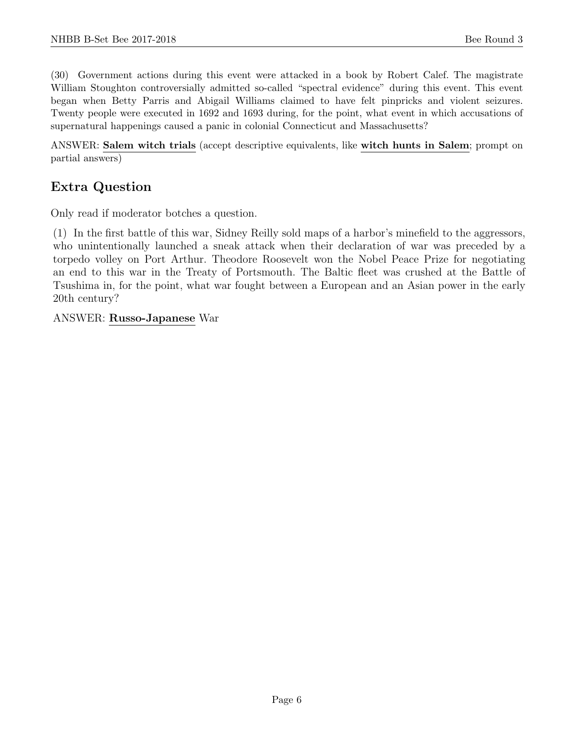(30) Government actions during this event were attacked in a book by Robert Calef. The magistrate William Stoughton controversially admitted so-called "spectral evidence" during this event. This event began when Betty Parris and Abigail Williams claimed to have felt pinpricks and violent seizures. Twenty people were executed in 1692 and 1693 during, for the point, what event in which accusations of supernatural happenings caused a panic in colonial Connecticut and Massachusetts?

ANSWER: **Salem witch trials** (accept descriptive equivalents, like **witch hunts in Salem**; prompt on partial answers)

## Extra Question

Only read if moderator botches a question.

(1) In the first battle of this war, Sidney Reilly sold maps of a harbor's minefield to the aggressors, who unintentionally launched a sneak attack when their declaration of war was preceded by a torpedo volley on Port Arthur. Theodore Roosevelt won the Nobel Peace Prize for negotiating an end to this war in the Treaty of Portsmouth. The Baltic fleet was crushed at the Battle of Tsushima in, for the point, what war fought between a European and an Asian power in the early 20th century?

ANSWER: **Russo-Japanese** War